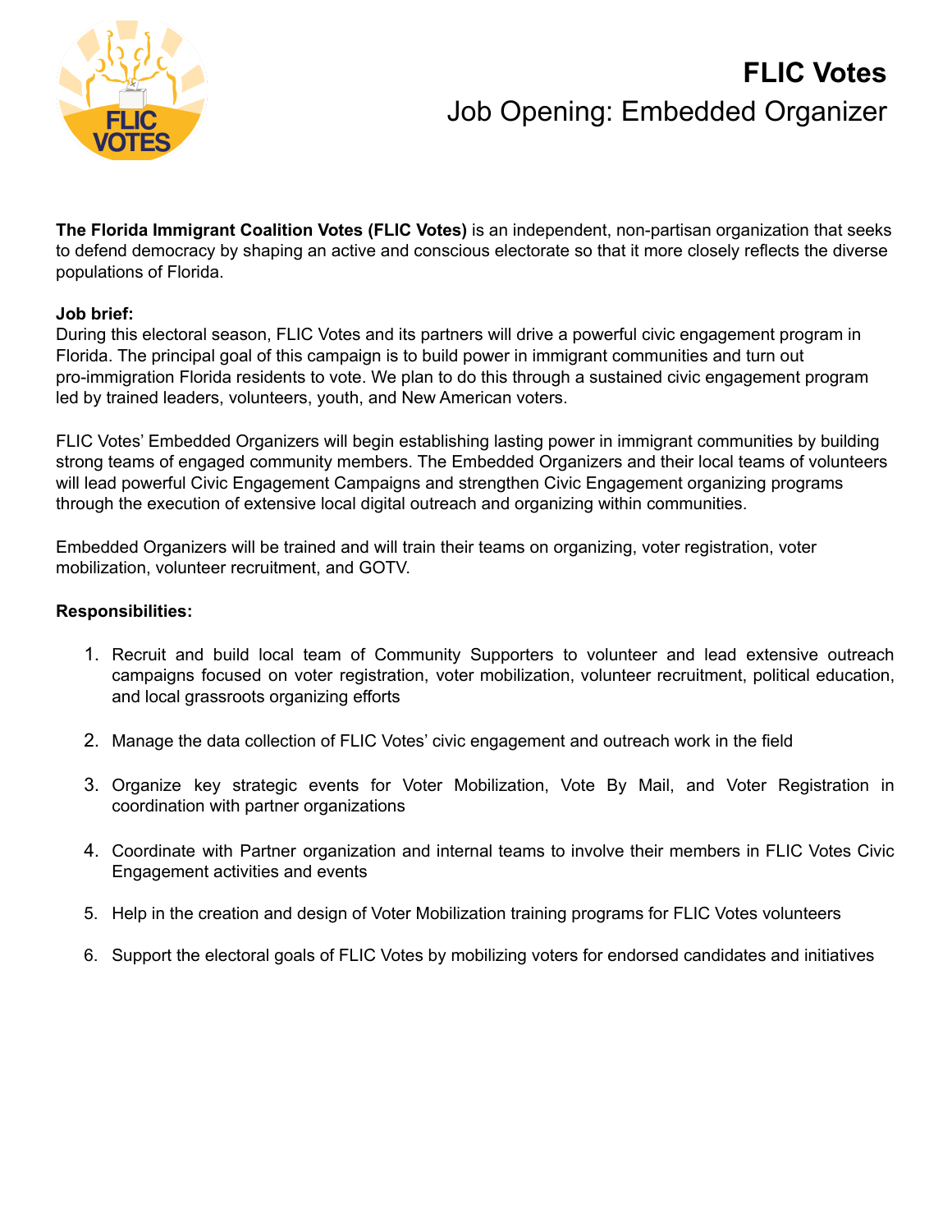# FLIC Votes

## Job Opening: Embedded Organizer

**The Florida Immigrant Coalition Votes (FLIC Votes)** is an independent, non-partisan organization that seeks to defend democracy by shaping an active and conscious electorate so that it more closely reflects the diverse populations of Florida.

**Job brief:**

During this electoral season, FLIC Votes and its partners will drive a powerful civic engagement program in Florida. The principal goal of this campaign is to build power in immigrant communities and turn out pro-immigration Florida residents to vote. We plan to do this through a sustained civic engagement program led by trained leaders, volunteers, youth, and New American voters.

FLIC Votes' Embedded Organizers will begin establishing lasting power in immigrant communities by building strong teams of engaged community members. The Embedded Organizers and their local teams of volunteers will lead powerful Civic Engagement Campaigns and strengthen Civic Engagement organizing programs through the execution of extensive local digital outreach and organizing within communities.

Embedded Organizers will be trained and will train their teams on organizing, voter registration, voter mobilization, volunteer recruitment, and GOTV.

**Responsibilities:**

1. Recruit and build local team of Community Supporters to volunteer and lead extensive outreach campaigns focused on voter registration, voter mobilization, volunteer recruitment, political education, and local grassroots organizing efforts
2. Manage the data collection of FLIC Votes' civic engagement and outreach work in the field
3. Organize key strategic events for Voter Mobilization, Vote By Mail, and Voter Registration in coordination with partner organizations
4. Coordinate with Partner organization and internal teams to involve their members in FLIC Votes Civic Engagement activities and events
5. Help in the creation and design of Voter Mobilization training programs for FLIC Votes volunteers
6. Support the electoral goals of FLIC Votes by mobilizing voters for endorsed candidates and initiatives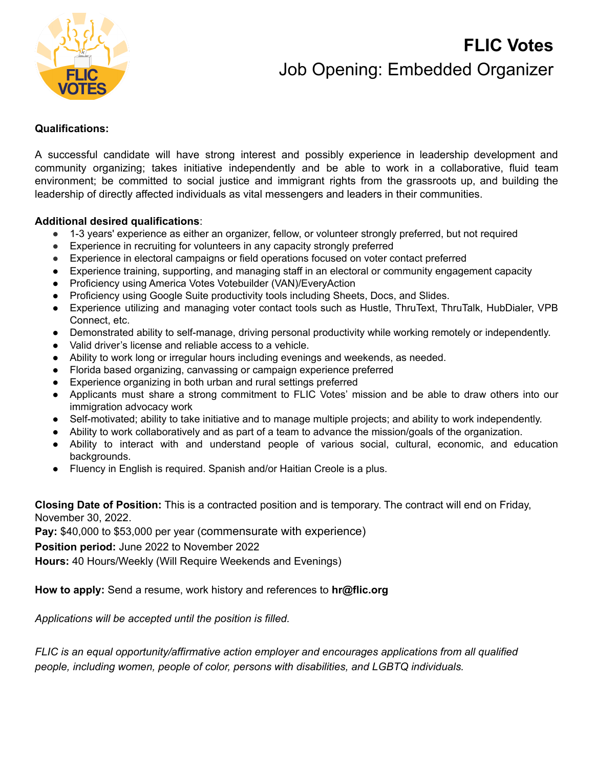# FLIC Votes

## Job Opening: Embedded Organizer

**Qualifications:**

A successful candidate will have strong interest and possibly experience in leadership development and community organizing; takes initiative independently and be able to work in a collaborative, fluid team environment; be committed to social justice and immigrant rights from the grassroots up, and building the leadership of directly affected individuals as vital messengers and leaders in their communities.

**Additional desired qualifications**:

- 1-3 years' experience as either an organizer, fellow, or volunteer strongly preferred, but not required
- Experience in recruiting for volunteers in any capacity strongly preferred
- Experience in electoral campaigns or field operations focused on voter contact preferred
- Experience training, supporting, and managing staff in an electoral or community engagement capacity
- Proficiency using America Votes Votebuilder (VAN)/EveryAction
- Proficiency using Google Suite productivity tools including Sheets, Docs, and Slides.
- Experience utilizing and managing voter contact tools such as Hustle, ThruText, ThruTalk, HubDialer, VPB Connect, etc.
- Demonstrated ability to self-manage, driving personal productivity while working remotely or independently.
- Valid driver's license and reliable access to a vehicle.
- Ability to work long or irregular hours including evenings and weekends, as needed.
- Florida based organizing, canvassing or campaign experience preferred
- Experience organizing in both urban and rural settings preferred
- Applicants must share a strong commitment to FLIC Votes' mission and be able to draw others into our immigration advocacy work
- Self-motivated; ability to take initiative and to manage multiple projects; and ability to work independently.
- Ability to work collaboratively and as part of a team to advance the mission/goals of the organization.
- Ability to interact with and understand people of various social, cultural, economic, and education backgrounds.
- Fluency in English is required. Spanish and/or Haitian Creole is a plus.

**Closing Date of Position:** This is a contracted position and is temporary. The contract will end on Friday, November 30, 2022.

**Pay:** $40,000 to $53,000 per year (commensurate with experience)

**Position period:** June 2022 to November 2022

**Hours:** 40 Hours/Weekly (Will Require Weekends and Evenings)

**How to apply:** Send a resume, work history and references to **hr@flic.org**

*Applications will be accepted until the position is filled.*

*FLIC is an equal opportunity/affirmative action employer and encourages applications from all qualified people, including women, people of color, persons with disabilities, and LGBTQ individuals.*